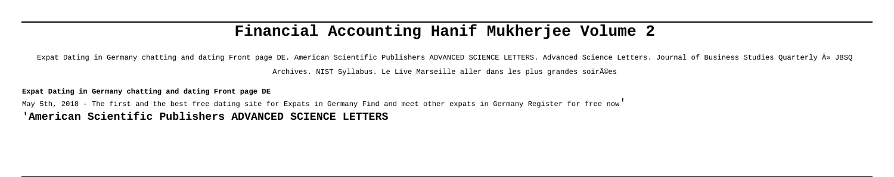# Financial Accounting Hanif Mukherjee Volume 2

Expat Dating in Germany chatting and dating Front page DE. American Scientific Publishers ADVANCED SCIENCE LETTERS. Advanced Science Letters. Journal of Business Studies Quarterly Â» JBSQ Archives. NIST Syllabus. Le Live Marseille aller dans les plus grandes soirÃ©es

**Expat Dating in Germany chatting and dating Front page DE**

May 5th, 2018 - The first and the best free dating site for Expats in Germany Find and meet other expats in Germany Register for free now'

'**American Scientific Publishers ADVANCED SCIENCE LETTERS**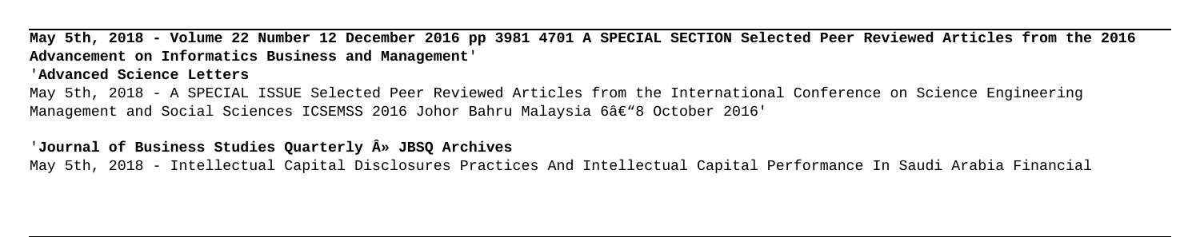**May 5th, 2018 - Volume 22 Number 12 December 2016 pp 3981 4701 A SPECIAL SECTION Selected Peer Reviewed Articles from the 2016 Advancement on Informatics Business and Management**'

'**Advanced Science Letters**

May 5th, 2018 - A SPECIAL ISSUE Selected Peer Reviewed Articles from the International Conference on Science Engineering Management and Social Sciences ICSEMSS 2016 Johor Bahru Malaysia 6â€"8 October 2016'

'**Journal of Business Studies Quarterly Â» JBSQ Archives**

May 5th, 2018 - Intellectual Capital Disclosures Practices And Intellectual Capital Performance In Saudi Arabia Financial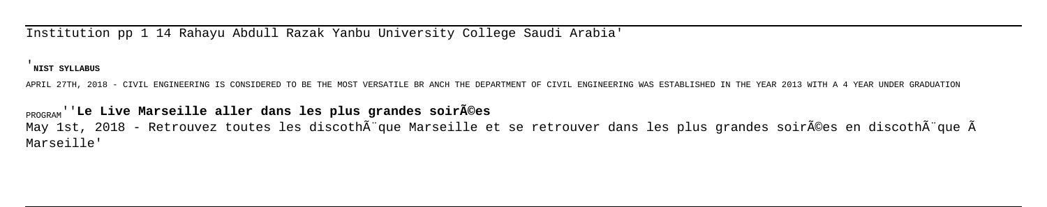Institution pp 1 14 Rahayu Abdull Razak Yanbu University College Saudi Arabia'

'**NIST SYLLABUS**

APRIL 27TH, 2018 - CIVIL ENGINEERING IS CONSIDERED TO BE THE MOST VERSATILE BR ANCH THE DEPARTMENT OF CIVIL ENGINEERING WAS ESTABLISHED IN THE YEAR 2013 WITH A 4 YEAR UNDER GRADUATION PROGRAM''**Le Live Marseille aller dans les plus grandes soirÃ©es**

May 1st, 2018 - Retrouvez toutes les discothÃ¨que Marseille et se retrouver dans les plus grandes soirÃ©es en discothÃ¨que Ã Marseille'